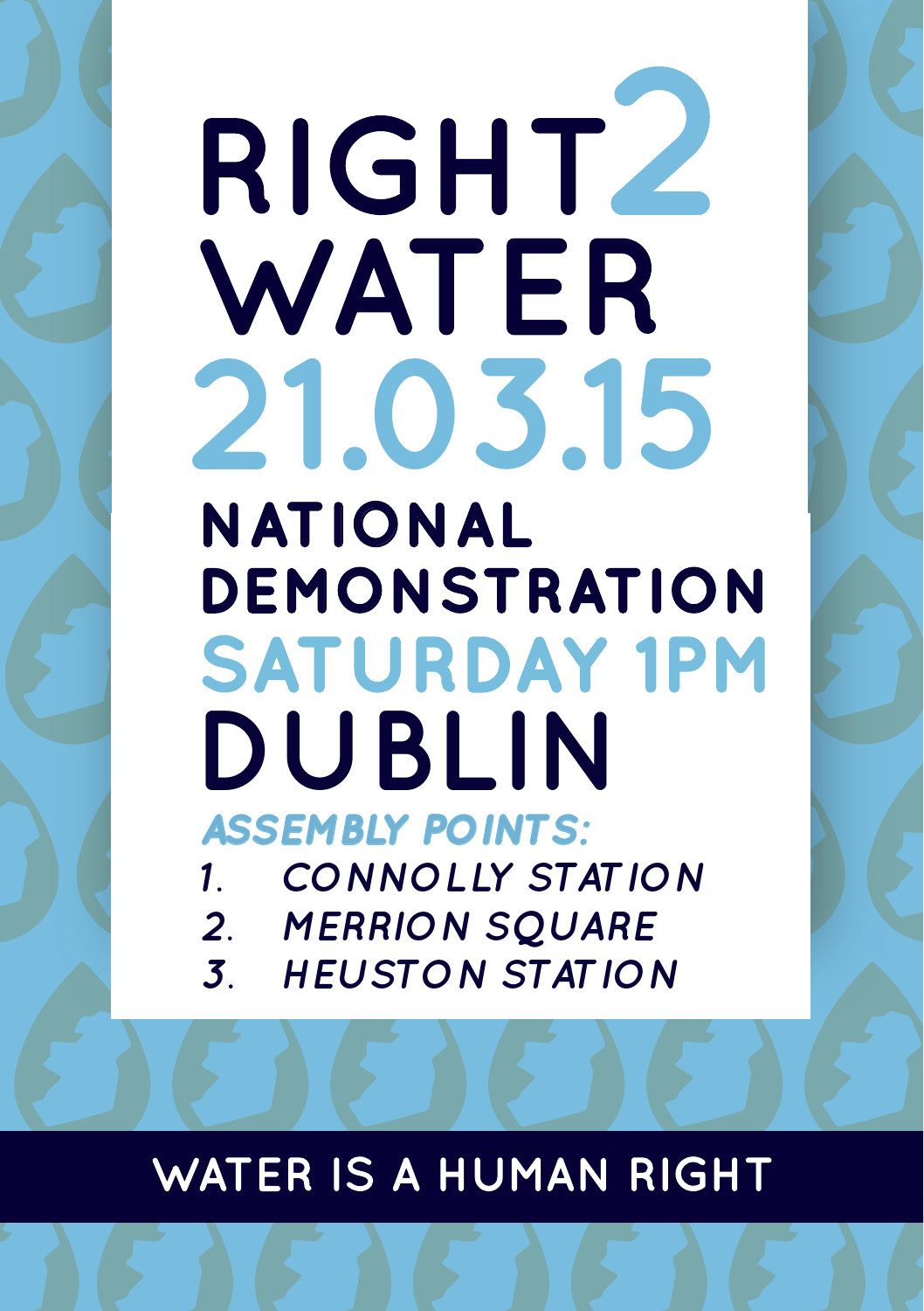# RIGHT2 WATER

# 21.03.15

## NATIONAL DEMONSTRATION

## SATURDAY 1PM

# DUBLIN

***ASSEMBLY POINTS:***

1. *CONNOLLY STATION*
2. *MERRION SQUARE*
3. *HEUSTON STATION*

**WATER IS A HUMAN RIGHT**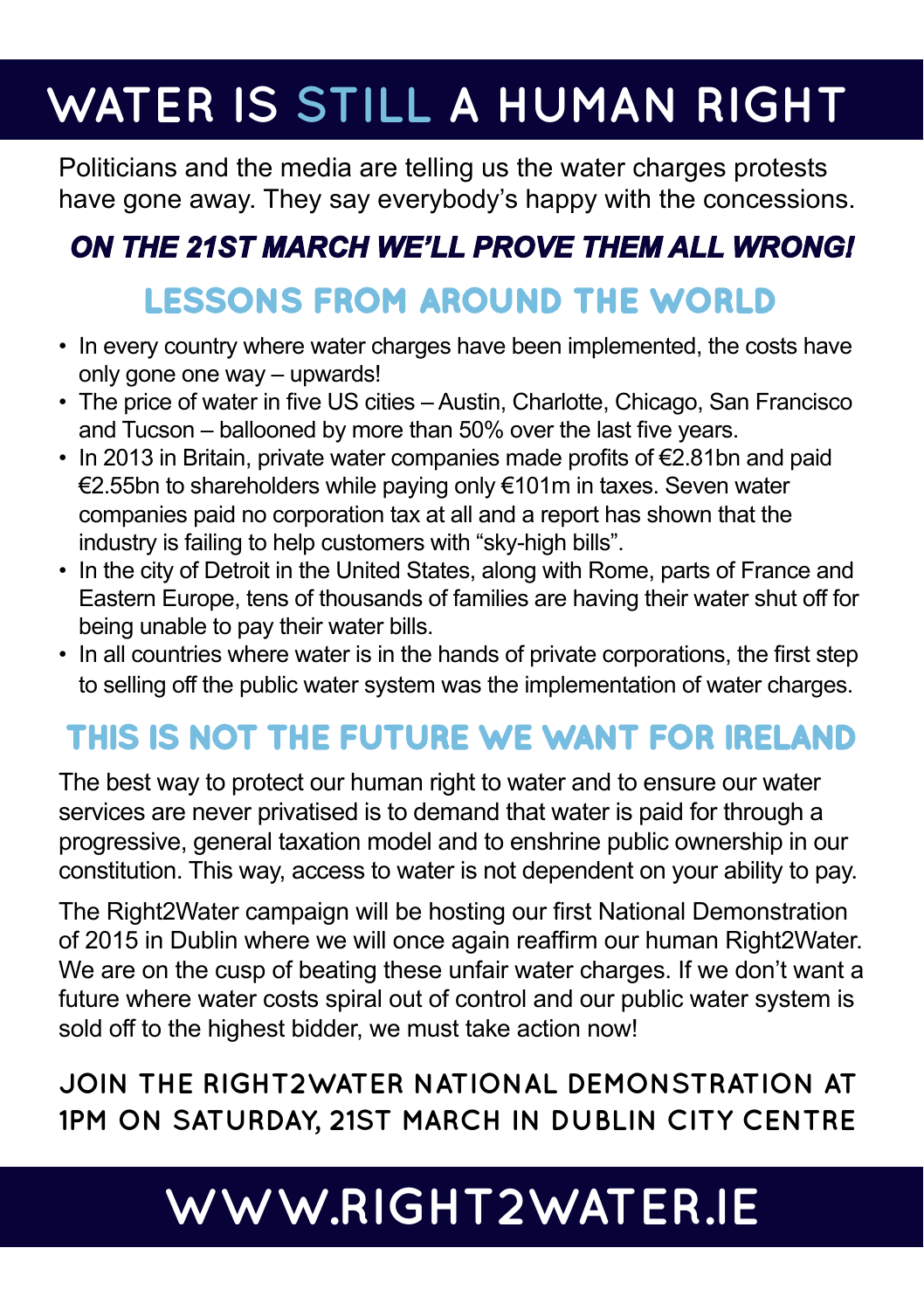# WATER IS STILL A HUMAN RIGHT

Politicians and the media are telling us the water charges protests have gone away. They say everybody's happy with the concessions.

***ON THE 21ST MARCH WE'LL PROVE THEM ALL WRONG!***

## LESSONS FROM AROUND THE WORLD

- In every country where water charges have been implemented, the costs have only gone one way – upwards!
- The price of water in five US cities – Austin, Charlotte, Chicago, San Francisco and Tucson – ballooned by more than 50% over the last five years.
- In 2013 in Britain, private water companies made profits of €2.81bn and paid €2.55bn to shareholders while paying only €101m in taxes. Seven water companies paid no corporation tax at all and a report has shown that the industry is failing to help customers with "sky-high bills".
- In the city of Detroit in the United States, along with Rome, parts of France and Eastern Europe, tens of thousands of families are having their water shut off for being unable to pay their water bills.
- In all countries where water is in the hands of private corporations, the first step to selling off the public water system was the implementation of water charges.

## THIS IS NOT THE FUTURE WE WANT FOR IRELAND

The best way to protect our human right to water and to ensure our water services are never privatised is to demand that water is paid for through a progressive, general taxation model and to enshrine public ownership in our constitution. This way, access to water is not dependent on your ability to pay.

The Right2Water campaign will be hosting our first National Demonstration of 2015 in Dublin where we will once again reaffirm our human Right2Water. We are on the cusp of beating these unfair water charges. If we don't want a future where water costs spiral out of control and our public water system is sold off to the highest bidder, we must take action now!

**JOIN THE RIGHT2WATER NATIONAL DEMONSTRATION AT 1PM ON SATURDAY, 21ST MARCH IN DUBLIN CITY CENTRE**

## WWW.RIGHT2WATER.IE